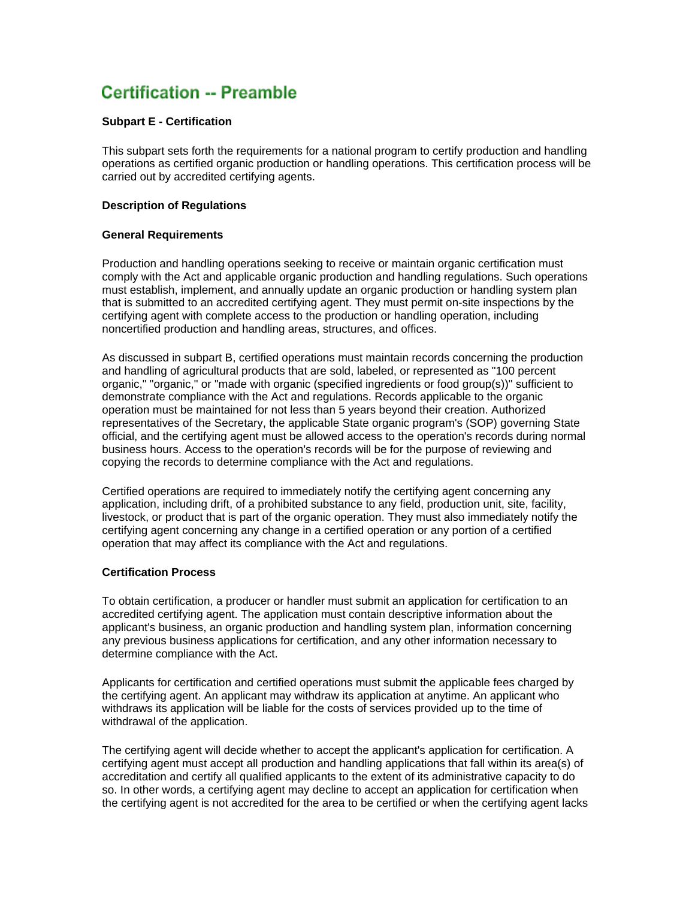# Certification -- Preamble

**Subpart E - Certification**

This subpart sets forth the requirements for a national program to certify production and handling operations as certified organic production or handling operations. This certification process will be carried out by accredited certifying agents.

**Description of Regulations**

**General Requirements**

Production and handling operations seeking to receive or maintain organic certification must comply with the Act and applicable organic production and handling regulations. Such operations must establish, implement, and annually update an organic production or handling system plan that is submitted to an accredited certifying agent. They must permit on-site inspections by the certifying agent with complete access to the production or handling operation, including noncertified production and handling areas, structures, and offices.

As discussed in subpart B, certified operations must maintain records concerning the production and handling of agricultural products that are sold, labeled, or represented as "100 percent organic," "organic," or "made with organic (specified ingredients or food group(s))" sufficient to demonstrate compliance with the Act and regulations. Records applicable to the organic operation must be maintained for not less than 5 years beyond their creation. Authorized representatives of the Secretary, the applicable State organic program's (SOP) governing State official, and the certifying agent must be allowed access to the operation's records during normal business hours. Access to the operation's records will be for the purpose of reviewing and copying the records to determine compliance with the Act and regulations.

Certified operations are required to immediately notify the certifying agent concerning any application, including drift, of a prohibited substance to any field, production unit, site, facility, livestock, or product that is part of the organic operation. They must also immediately notify the certifying agent concerning any change in a certified operation or any portion of a certified operation that may affect its compliance with the Act and regulations.

**Certification Process**

To obtain certification, a producer or handler must submit an application for certification to an accredited certifying agent. The application must contain descriptive information about the applicant's business, an organic production and handling system plan, information concerning any previous business applications for certification, and any other information necessary to determine compliance with the Act.

Applicants for certification and certified operations must submit the applicable fees charged by the certifying agent. An applicant may withdraw its application at anytime. An applicant who withdraws its application will be liable for the costs of services provided up to the time of withdrawal of the application.

The certifying agent will decide whether to accept the applicant's application for certification. A certifying agent must accept all production and handling applications that fall within its area(s) of accreditation and certify all qualified applicants to the extent of its administrative capacity to do so. In other words, a certifying agent may decline to accept an application for certification when the certifying agent is not accredited for the area to be certified or when the certifying agent lacks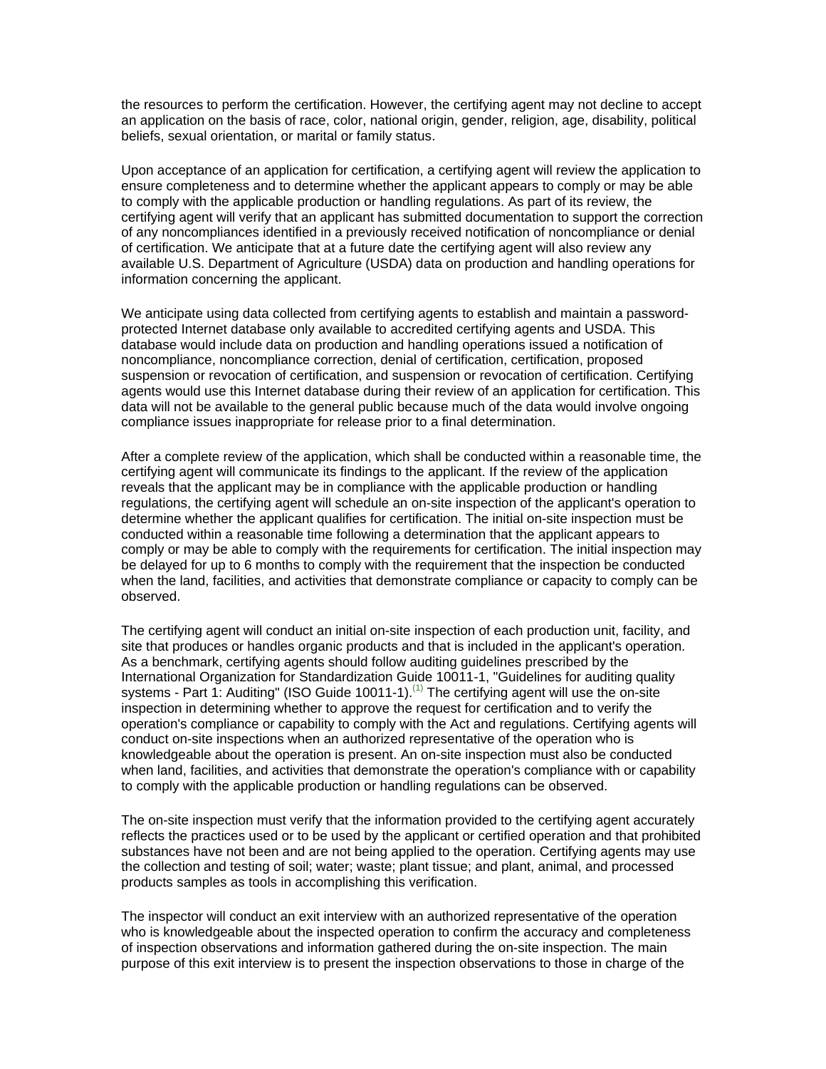the resources to perform the certification. However, the certifying agent may not decline to accept an application on the basis of race, color, national origin, gender, religion, age, disability, political beliefs, sexual orientation, or marital or family status.

Upon acceptance of an application for certification, a certifying agent will review the application to ensure completeness and to determine whether the applicant appears to comply or may be able to comply with the applicable production or handling regulations. As part of its review, the certifying agent will verify that an applicant has submitted documentation to support the correction of any noncompliances identified in a previously received notification of noncompliance or denial of certification. We anticipate that at a future date the certifying agent will also review any available U.S. Department of Agriculture (USDA) data on production and handling operations for information concerning the applicant.

We anticipate using data collected from certifying agents to establish and maintain a password-protected Internet database only available to accredited certifying agents and USDA. This database would include data on production and handling operations issued a notification of noncompliance, noncompliance correction, denial of certification, certification, proposed suspension or revocation of certification, and suspension or revocation of certification. Certifying agents would use this Internet database during their review of an application for certification. This data will not be available to the general public because much of the data would involve ongoing compliance issues inappropriate for release prior to a final determination.

After a complete review of the application, which shall be conducted within a reasonable time, the certifying agent will communicate its findings to the applicant. If the review of the application reveals that the applicant may be in compliance with the applicable production or handling regulations, the certifying agent will schedule an on-site inspection of the applicant's operation to determine whether the applicant qualifies for certification. The initial on-site inspection must be conducted within a reasonable time following a determination that the applicant appears to comply or may be able to comply with the requirements for certification. The initial inspection may be delayed for up to 6 months to comply with the requirement that the inspection be conducted when the land, facilities, and activities that demonstrate compliance or capacity to comply can be observed.

The certifying agent will conduct an initial on-site inspection of each production unit, facility, and site that produces or handles organic products and that is included in the applicant's operation. As a benchmark, certifying agents should follow auditing guidelines prescribed by the International Organization for Standardization Guide 10011-1, "Guidelines for auditing quality systems - Part 1: Auditing" (ISO Guide 10011-1).[1] The certifying agent will use the on-site inspection in determining whether to approve the request for certification and to verify the operation's compliance or capability to comply with the Act and regulations. Certifying agents will conduct on-site inspections when an authorized representative of the operation who is knowledgeable about the operation is present. An on-site inspection must also be conducted when land, facilities, and activities that demonstrate the operation's compliance with or capability to comply with the applicable production or handling regulations can be observed.

The on-site inspection must verify that the information provided to the certifying agent accurately reflects the practices used or to be used by the applicant or certified operation and that prohibited substances have not been and are not being applied to the operation. Certifying agents may use the collection and testing of soil; water; waste; plant tissue; and plant, animal, and processed products samples as tools in accomplishing this verification.

The inspector will conduct an exit interview with an authorized representative of the operation who is knowledgeable about the inspected operation to confirm the accuracy and completeness of inspection observations and information gathered during the on-site inspection. The main purpose of this exit interview is to present the inspection observations to those in charge of the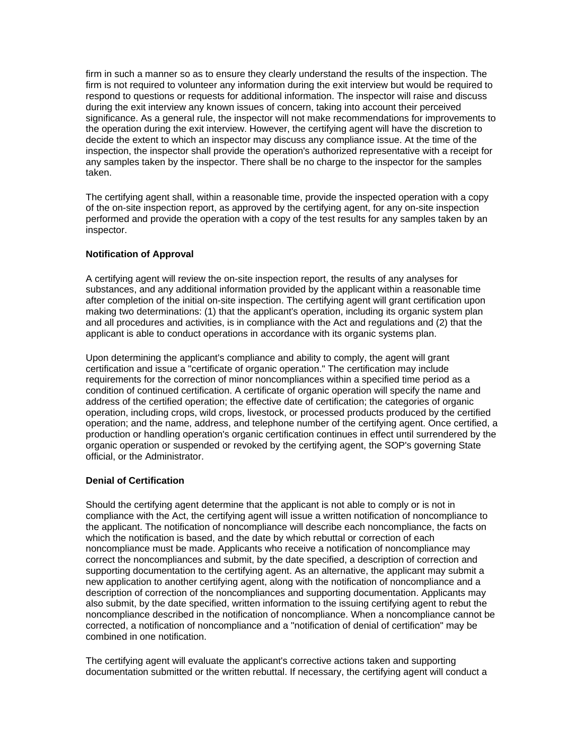firm in such a manner so as to ensure they clearly understand the results of the inspection. The firm is not required to volunteer any information during the exit interview but would be required to respond to questions or requests for additional information. The inspector will raise and discuss during the exit interview any known issues of concern, taking into account their perceived significance. As a general rule, the inspector will not make recommendations for improvements to the operation during the exit interview. However, the certifying agent will have the discretion to decide the extent to which an inspector may discuss any compliance issue. At the time of the inspection, the inspector shall provide the operation's authorized representative with a receipt for any samples taken by the inspector. There shall be no charge to the inspector for the samples taken.

The certifying agent shall, within a reasonable time, provide the inspected operation with a copy of the on-site inspection report, as approved by the certifying agent, for any on-site inspection performed and provide the operation with a copy of the test results for any samples taken by an inspector.

**Notification of Approval**

A certifying agent will review the on-site inspection report, the results of any analyses for substances, and any additional information provided by the applicant within a reasonable time after completion of the initial on-site inspection. The certifying agent will grant certification upon making two determinations: (1) that the applicant's operation, including its organic system plan and all procedures and activities, is in compliance with the Act and regulations and (2) that the applicant is able to conduct operations in accordance with its organic systems plan.

Upon determining the applicant's compliance and ability to comply, the agent will grant certification and issue a "certificate of organic operation." The certification may include requirements for the correction of minor noncompliances within a specified time period as a condition of continued certification. A certificate of organic operation will specify the name and address of the certified operation; the effective date of certification; the categories of organic operation, including crops, wild crops, livestock, or processed products produced by the certified operation; and the name, address, and telephone number of the certifying agent. Once certified, a production or handling operation's organic certification continues in effect until surrendered by the organic operation or suspended or revoked by the certifying agent, the SOP's governing State official, or the Administrator.

**Denial of Certification**

Should the certifying agent determine that the applicant is not able to comply or is not in compliance with the Act, the certifying agent will issue a written notification of noncompliance to the applicant. The notification of noncompliance will describe each noncompliance, the facts on which the notification is based, and the date by which rebuttal or correction of each noncompliance must be made. Applicants who receive a notification of noncompliance may correct the noncompliances and submit, by the date specified, a description of correction and supporting documentation to the certifying agent. As an alternative, the applicant may submit a new application to another certifying agent, along with the notification of noncompliance and a description of correction of the noncompliances and supporting documentation. Applicants may also submit, by the date specified, written information to the issuing certifying agent to rebut the noncompliance described in the notification of noncompliance. When a noncompliance cannot be corrected, a notification of noncompliance and a "notification of denial of certification" may be combined in one notification.

The certifying agent will evaluate the applicant's corrective actions taken and supporting documentation submitted or the written rebuttal. If necessary, the certifying agent will conduct a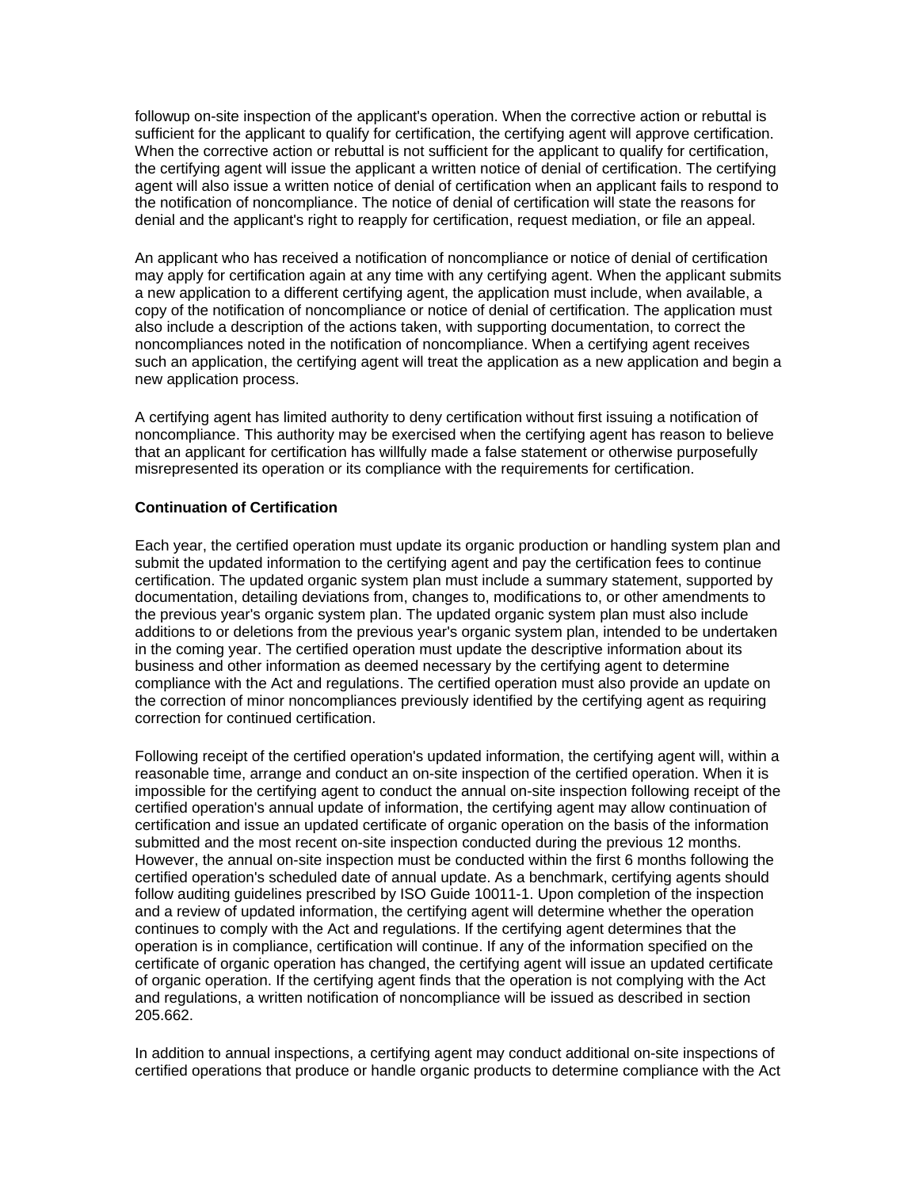followup on-site inspection of the applicant's operation. When the corrective action or rebuttal is sufficient for the applicant to qualify for certification, the certifying agent will approve certification. When the corrective action or rebuttal is not sufficient for the applicant to qualify for certification, the certifying agent will issue the applicant a written notice of denial of certification. The certifying agent will also issue a written notice of denial of certification when an applicant fails to respond to the notification of noncompliance. The notice of denial of certification will state the reasons for denial and the applicant's right to reapply for certification, request mediation, or file an appeal.

An applicant who has received a notification of noncompliance or notice of denial of certification may apply for certification again at any time with any certifying agent. When the applicant submits a new application to a different certifying agent, the application must include, when available, a copy of the notification of noncompliance or notice of denial of certification. The application must also include a description of the actions taken, with supporting documentation, to correct the noncompliances noted in the notification of noncompliance. When a certifying agent receives such an application, the certifying agent will treat the application as a new application and begin a new application process.

A certifying agent has limited authority to deny certification without first issuing a notification of noncompliance. This authority may be exercised when the certifying agent has reason to believe that an applicant for certification has willfully made a false statement or otherwise purposefully misrepresented its operation or its compliance with the requirements for certification.

**Continuation of Certification**

Each year, the certified operation must update its organic production or handling system plan and submit the updated information to the certifying agent and pay the certification fees to continue certification. The updated organic system plan must include a summary statement, supported by documentation, detailing deviations from, changes to, modifications to, or other amendments to the previous year's organic system plan. The updated organic system plan must also include additions to or deletions from the previous year's organic system plan, intended to be undertaken in the coming year. The certified operation must update the descriptive information about its business and other information as deemed necessary by the certifying agent to determine compliance with the Act and regulations. The certified operation must also provide an update on the correction of minor noncompliances previously identified by the certifying agent as requiring correction for continued certification.

Following receipt of the certified operation's updated information, the certifying agent will, within a reasonable time, arrange and conduct an on-site inspection of the certified operation. When it is impossible for the certifying agent to conduct the annual on-site inspection following receipt of the certified operation's annual update of information, the certifying agent may allow continuation of certification and issue an updated certificate of organic operation on the basis of the information submitted and the most recent on-site inspection conducted during the previous 12 months. However, the annual on-site inspection must be conducted within the first 6 months following the certified operation's scheduled date of annual update. As a benchmark, certifying agents should follow auditing guidelines prescribed by ISO Guide 10011-1. Upon completion of the inspection and a review of updated information, the certifying agent will determine whether the operation continues to comply with the Act and regulations. If the certifying agent determines that the operation is in compliance, certification will continue. If any of the information specified on the certificate of organic operation has changed, the certifying agent will issue an updated certificate of organic operation. If the certifying agent finds that the operation is not complying with the Act and regulations, a written notification of noncompliance will be issued as described in section 205.662.

In addition to annual inspections, a certifying agent may conduct additional on-site inspections of certified operations that produce or handle organic products to determine compliance with the Act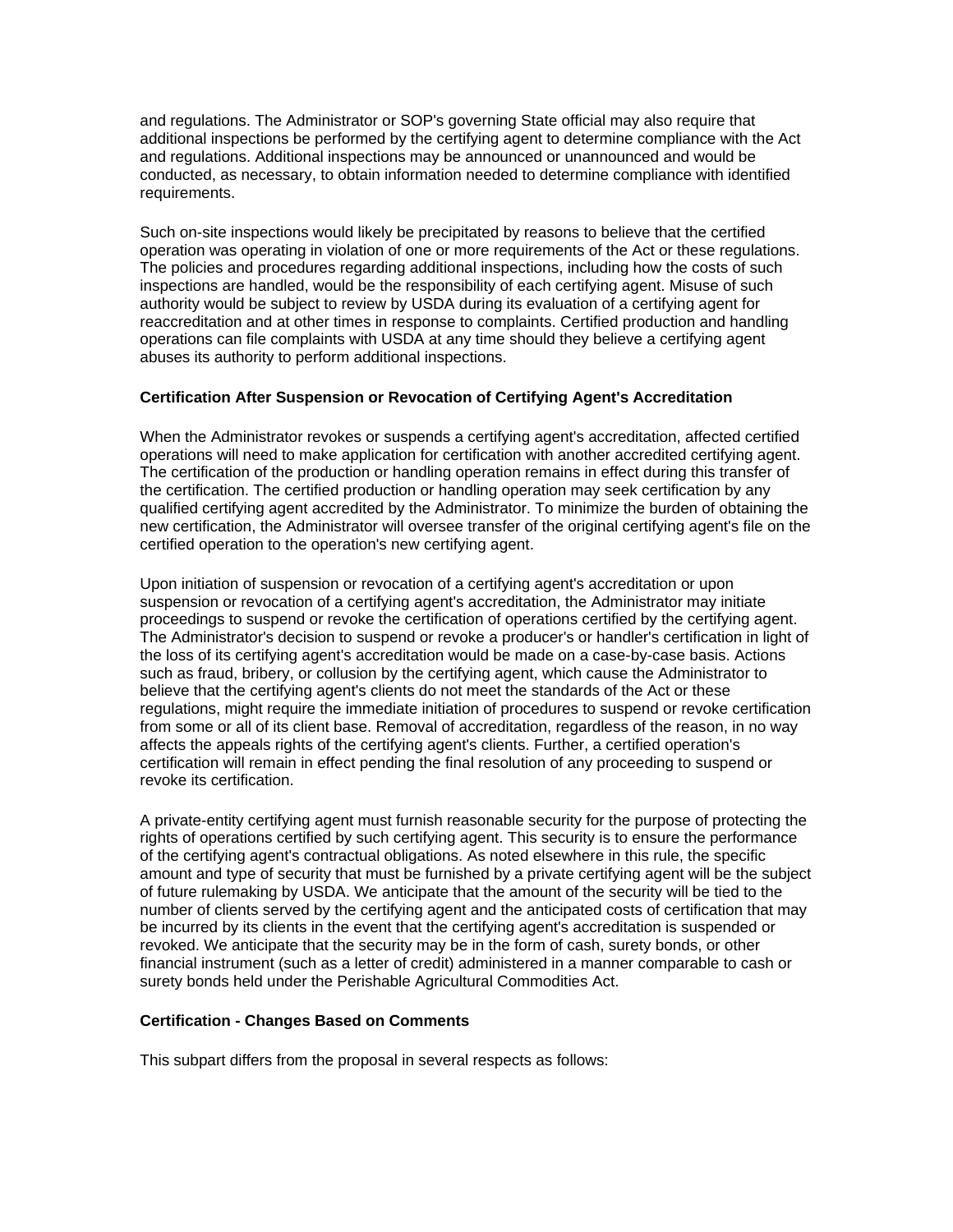and regulations. The Administrator or SOP's governing State official may also require that additional inspections be performed by the certifying agent to determine compliance with the Act and regulations. Additional inspections may be announced or unannounced and would be conducted, as necessary, to obtain information needed to determine compliance with identified requirements.

Such on-site inspections would likely be precipitated by reasons to believe that the certified operation was operating in violation of one or more requirements of the Act or these regulations. The policies and procedures regarding additional inspections, including how the costs of such inspections are handled, would be the responsibility of each certifying agent. Misuse of such authority would be subject to review by USDA during its evaluation of a certifying agent for reaccreditation and at other times in response to complaints. Certified production and handling operations can file complaints with USDA at any time should they believe a certifying agent abuses its authority to perform additional inspections.

**Certification After Suspension or Revocation of Certifying Agent's Accreditation**

When the Administrator revokes or suspends a certifying agent's accreditation, affected certified operations will need to make application for certification with another accredited certifying agent. The certification of the production or handling operation remains in effect during this transfer of the certification. The certified production or handling operation may seek certification by any qualified certifying agent accredited by the Administrator. To minimize the burden of obtaining the new certification, the Administrator will oversee transfer of the original certifying agent's file on the certified operation to the operation's new certifying agent.

Upon initiation of suspension or revocation of a certifying agent's accreditation or upon suspension or revocation of a certifying agent's accreditation, the Administrator may initiate proceedings to suspend or revoke the certification of operations certified by the certifying agent. The Administrator's decision to suspend or revoke a producer's or handler's certification in light of the loss of its certifying agent's accreditation would be made on a case-by-case basis. Actions such as fraud, bribery, or collusion by the certifying agent, which cause the Administrator to believe that the certifying agent's clients do not meet the standards of the Act or these regulations, might require the immediate initiation of procedures to suspend or revoke certification from some or all of its client base. Removal of accreditation, regardless of the reason, in no way affects the appeals rights of the certifying agent's clients. Further, a certified operation's certification will remain in effect pending the final resolution of any proceeding to suspend or revoke its certification.

A private-entity certifying agent must furnish reasonable security for the purpose of protecting the rights of operations certified by such certifying agent. This security is to ensure the performance of the certifying agent's contractual obligations. As noted elsewhere in this rule, the specific amount and type of security that must be furnished by a private certifying agent will be the subject of future rulemaking by USDA. We anticipate that the amount of the security will be tied to the number of clients served by the certifying agent and the anticipated costs of certification that may be incurred by its clients in the event that the certifying agent's accreditation is suspended or revoked. We anticipate that the security may be in the form of cash, surety bonds, or other financial instrument (such as a letter of credit) administered in a manner comparable to cash or surety bonds held under the Perishable Agricultural Commodities Act.

**Certification - Changes Based on Comments**

This subpart differs from the proposal in several respects as follows: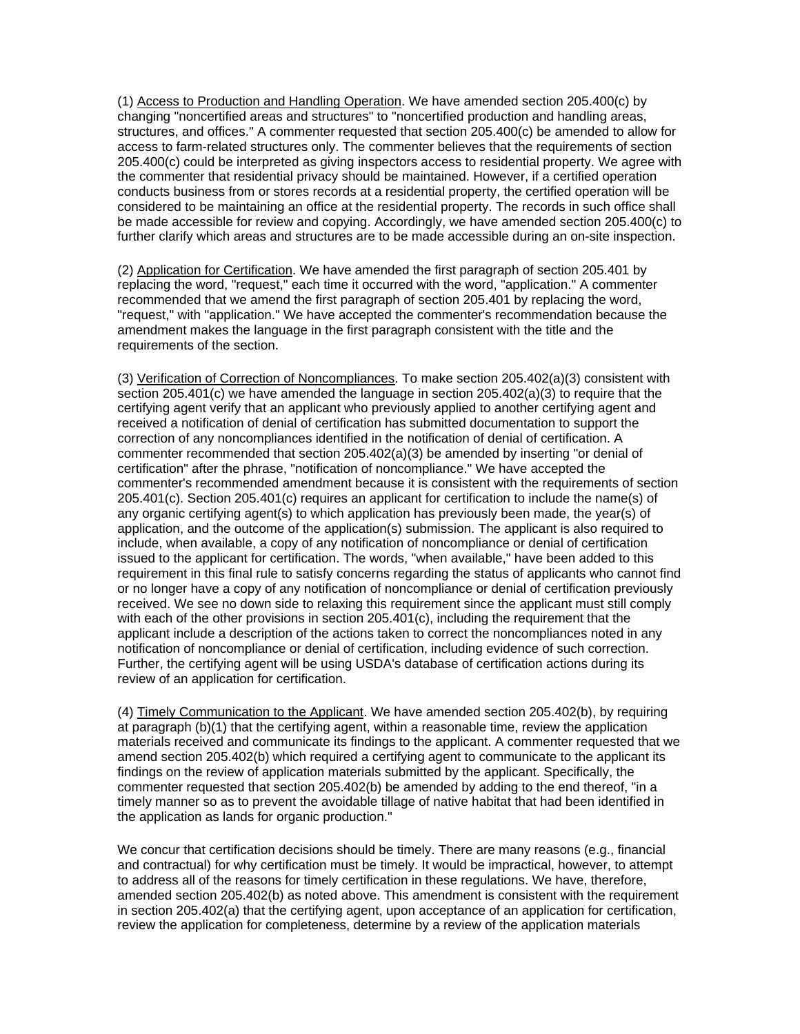(1) <u>Access to Production and Handling Operation</u>. We have amended section 205.400(c) by changing "noncertified areas and structures" to "noncertified production and handling areas, structures, and offices." A commenter requested that section 205.400(c) be amended to allow for access to farm-related structures only. The commenter believes that the requirements of section 205.400(c) could be interpreted as giving inspectors access to residential property. We agree with the commenter that residential privacy should be maintained. However, if a certified operation conducts business from or stores records at a residential property, the certified operation will be considered to be maintaining an office at the residential property. The records in such office shall be made accessible for review and copying. Accordingly, we have amended section 205.400(c) to further clarify which areas and structures are to be made accessible during an on-site inspection.

(2) <u>Application for Certification</u>. We have amended the first paragraph of section 205.401 by replacing the word, "request," each time it occurred with the word, "application." A commenter recommended that we amend the first paragraph of section 205.401 by replacing the word, "request," with "application." We have accepted the commenter's recommendation because the amendment makes the language in the first paragraph consistent with the title and the requirements of the section.

(3) <u>Verification of Correction of Noncompliances</u>. To make section 205.402(a)(3) consistent with section 205.401(c) we have amended the language in section 205.402(a)(3) to require that the certifying agent verify that an applicant who previously applied to another certifying agent and received a notification of denial of certification has submitted documentation to support the correction of any noncompliances identified in the notification of denial of certification. A commenter recommended that section 205.402(a)(3) be amended by inserting "or denial of certification" after the phrase, "notification of noncompliance." We have accepted the commenter's recommended amendment because it is consistent with the requirements of section 205.401(c). Section 205.401(c) requires an applicant for certification to include the name(s) of any organic certifying agent(s) to which application has previously been made, the year(s) of application, and the outcome of the application(s) submission. The applicant is also required to include, when available, a copy of any notification of noncompliance or denial of certification issued to the applicant for certification. The words, "when available," have been added to this requirement in this final rule to satisfy concerns regarding the status of applicants who cannot find or no longer have a copy of any notification of noncompliance or denial of certification previously received. We see no down side to relaxing this requirement since the applicant must still comply with each of the other provisions in section 205.401(c), including the requirement that the applicant include a description of the actions taken to correct the noncompliances noted in any notification of noncompliance or denial of certification, including evidence of such correction. Further, the certifying agent will be using USDA's database of certification actions during its review of an application for certification.

(4) <u>Timely Communication to the Applicant</u>. We have amended section 205.402(b), by requiring at paragraph (b)(1) that the certifying agent, within a reasonable time, review the application materials received and communicate its findings to the applicant. A commenter requested that we amend section 205.402(b) which required a certifying agent to communicate to the applicant its findings on the review of application materials submitted by the applicant. Specifically, the commenter requested that section 205.402(b) be amended by adding to the end thereof, "in a timely manner so as to prevent the avoidable tillage of native habitat that had been identified in the application as lands for organic production."

We concur that certification decisions should be timely. There are many reasons (e.g., financial and contractual) for why certification must be timely. It would be impractical, however, to attempt to address all of the reasons for timely certification in these regulations. We have, therefore, amended section 205.402(b) as noted above. This amendment is consistent with the requirement in section 205.402(a) that the certifying agent, upon acceptance of an application for certification, review the application for completeness, determine by a review of the application materials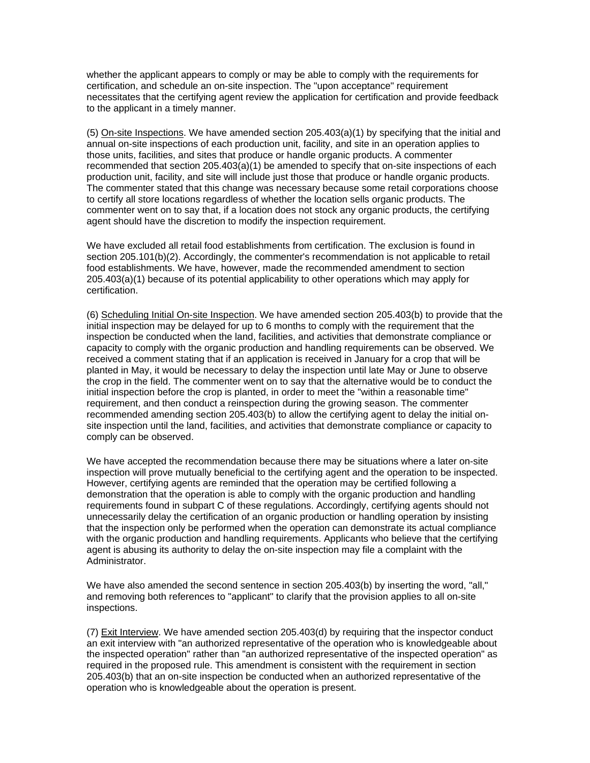whether the applicant appears to comply or may be able to comply with the requirements for certification, and schedule an on-site inspection. The "upon acceptance" requirement necessitates that the certifying agent review the application for certification and provide feedback to the applicant in a timely manner.

(5) On-site Inspections. We have amended section 205.403(a)(1) by specifying that the initial and annual on-site inspections of each production unit, facility, and site in an operation applies to those units, facilities, and sites that produce or handle organic products. A commenter recommended that section 205.403(a)(1) be amended to specify that on-site inspections of each production unit, facility, and site will include just those that produce or handle organic products. The commenter stated that this change was necessary because some retail corporations choose to certify all store locations regardless of whether the location sells organic products. The commenter went on to say that, if a location does not stock any organic products, the certifying agent should have the discretion to modify the inspection requirement.

We have excluded all retail food establishments from certification. The exclusion is found in section 205.101(b)(2). Accordingly, the commenter's recommendation is not applicable to retail food establishments. We have, however, made the recommended amendment to section 205.403(a)(1) because of its potential applicability to other operations which may apply for certification.

(6) Scheduling Initial On-site Inspection. We have amended section 205.403(b) to provide that the initial inspection may be delayed for up to 6 months to comply with the requirement that the inspection be conducted when the land, facilities, and activities that demonstrate compliance or capacity to comply with the organic production and handling requirements can be observed. We received a comment stating that if an application is received in January for a crop that will be planted in May, it would be necessary to delay the inspection until late May or June to observe the crop in the field. The commenter went on to say that the alternative would be to conduct the initial inspection before the crop is planted, in order to meet the "within a reasonable time" requirement, and then conduct a reinspection during the growing season. The commenter recommended amending section 205.403(b) to allow the certifying agent to delay the initial on-site inspection until the land, facilities, and activities that demonstrate compliance or capacity to comply can be observed.

We have accepted the recommendation because there may be situations where a later on-site inspection will prove mutually beneficial to the certifying agent and the operation to be inspected. However, certifying agents are reminded that the operation may be certified following a demonstration that the operation is able to comply with the organic production and handling requirements found in subpart C of these regulations. Accordingly, certifying agents should not unnecessarily delay the certification of an organic production or handling operation by insisting that the inspection only be performed when the operation can demonstrate its actual compliance with the organic production and handling requirements. Applicants who believe that the certifying agent is abusing its authority to delay the on-site inspection may file a complaint with the Administrator.

We have also amended the second sentence in section 205.403(b) by inserting the word, "all," and removing both references to "applicant" to clarify that the provision applies to all on-site inspections.

(7) Exit Interview. We have amended section 205.403(d) by requiring that the inspector conduct an exit interview with "an authorized representative of the operation who is knowledgeable about the inspected operation" rather than "an authorized representative of the inspected operation" as required in the proposed rule. This amendment is consistent with the requirement in section 205.403(b) that an on-site inspection be conducted when an authorized representative of the operation who is knowledgeable about the operation is present.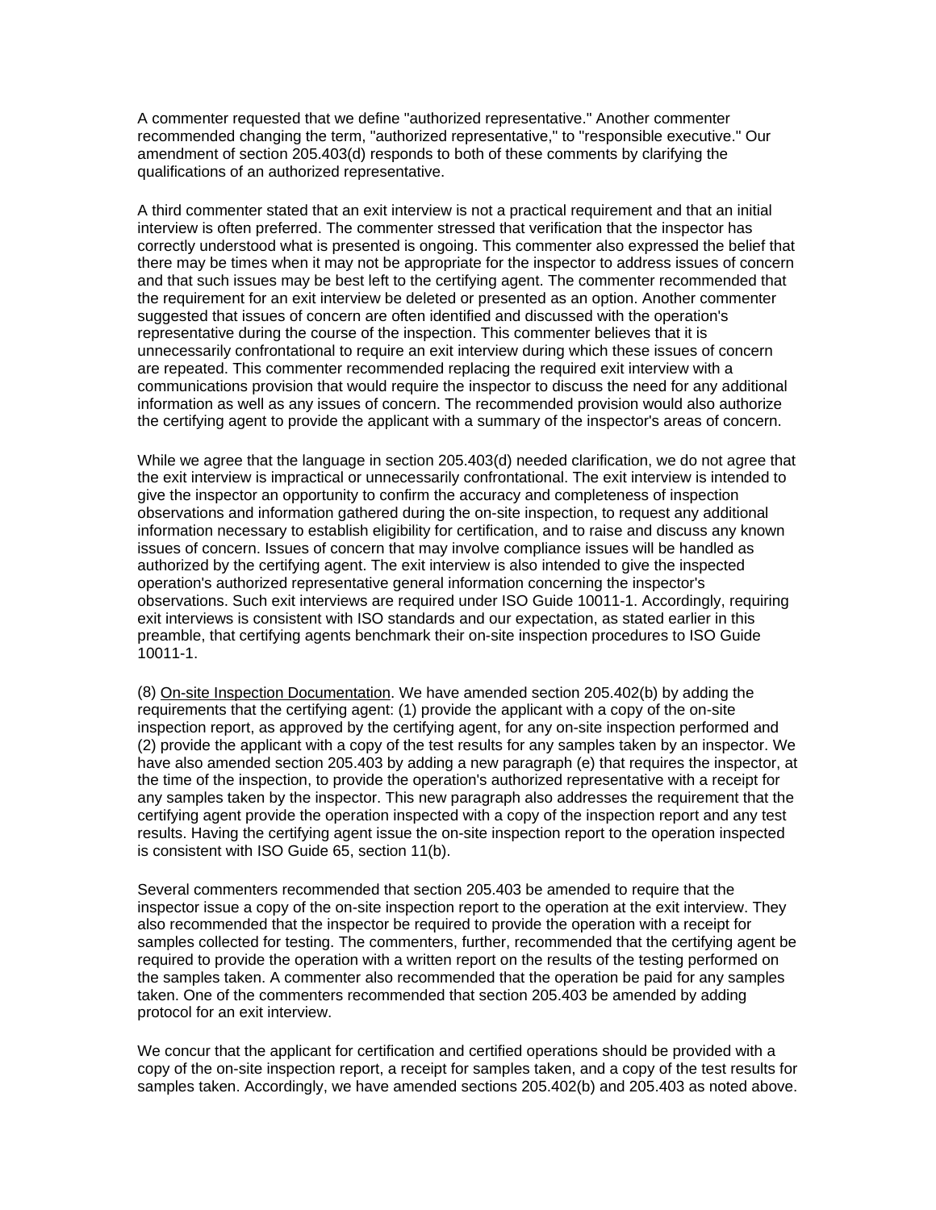A commenter requested that we define "authorized representative." Another commenter recommended changing the term, "authorized representative," to "responsible executive." Our amendment of section 205.403(d) responds to both of these comments by clarifying the qualifications of an authorized representative.

A third commenter stated that an exit interview is not a practical requirement and that an initial interview is often preferred. The commenter stressed that verification that the inspector has correctly understood what is presented is ongoing. This commenter also expressed the belief that there may be times when it may not be appropriate for the inspector to address issues of concern and that such issues may be best left to the certifying agent. The commenter recommended that the requirement for an exit interview be deleted or presented as an option. Another commenter suggested that issues of concern are often identified and discussed with the operation's representative during the course of the inspection. This commenter believes that it is unnecessarily confrontational to require an exit interview during which these issues of concern are repeated. This commenter recommended replacing the required exit interview with a communications provision that would require the inspector to discuss the need for any additional information as well as any issues of concern. The recommended provision would also authorize the certifying agent to provide the applicant with a summary of the inspector's areas of concern.

While we agree that the language in section 205.403(d) needed clarification, we do not agree that the exit interview is impractical or unnecessarily confrontational. The exit interview is intended to give the inspector an opportunity to confirm the accuracy and completeness of inspection observations and information gathered during the on-site inspection, to request any additional information necessary to establish eligibility for certification, and to raise and discuss any known issues of concern. Issues of concern that may involve compliance issues will be handled as authorized by the certifying agent. The exit interview is also intended to give the inspected operation's authorized representative general information concerning the inspector's observations. Such exit interviews are required under ISO Guide 10011-1. Accordingly, requiring exit interviews is consistent with ISO standards and our expectation, as stated earlier in this preamble, that certifying agents benchmark their on-site inspection procedures to ISO Guide 10011-1.

(8) On-site Inspection Documentation. We have amended section 205.402(b) by adding the requirements that the certifying agent: (1) provide the applicant with a copy of the on-site inspection report, as approved by the certifying agent, for any on-site inspection performed and (2) provide the applicant with a copy of the test results for any samples taken by an inspector. We have also amended section 205.403 by adding a new paragraph (e) that requires the inspector, at the time of the inspection, to provide the operation's authorized representative with a receipt for any samples taken by the inspector. This new paragraph also addresses the requirement that the certifying agent provide the operation inspected with a copy of the inspection report and any test results. Having the certifying agent issue the on-site inspection report to the operation inspected is consistent with ISO Guide 65, section 11(b).

Several commenters recommended that section 205.403 be amended to require that the inspector issue a copy of the on-site inspection report to the operation at the exit interview. They also recommended that the inspector be required to provide the operation with a receipt for samples collected for testing. The commenters, further, recommended that the certifying agent be required to provide the operation with a written report on the results of the testing performed on the samples taken. A commenter also recommended that the operation be paid for any samples taken. One of the commenters recommended that section 205.403 be amended by adding protocol for an exit interview.

We concur that the applicant for certification and certified operations should be provided with a copy of the on-site inspection report, a receipt for samples taken, and a copy of the test results for samples taken. Accordingly, we have amended sections 205.402(b) and 205.403 as noted above.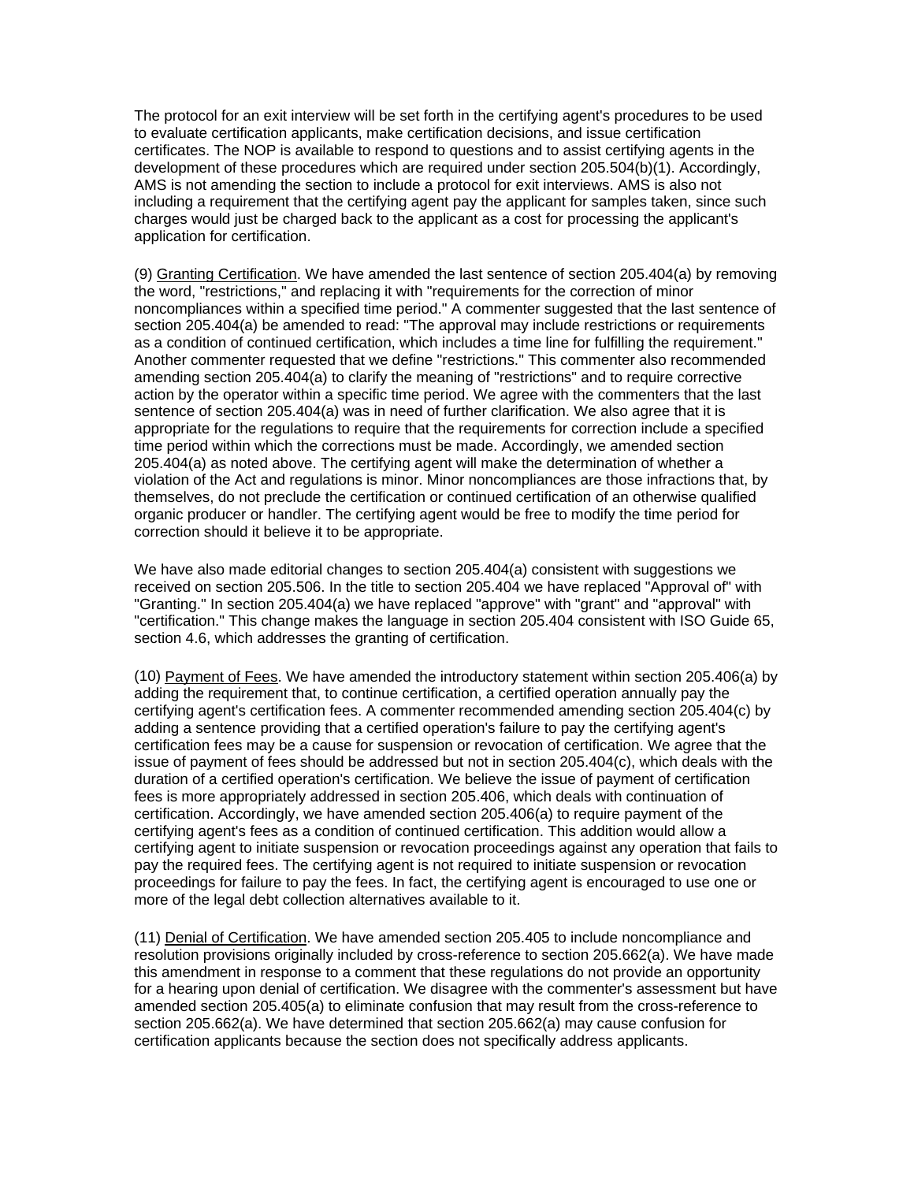The protocol for an exit interview will be set forth in the certifying agent's procedures to be used to evaluate certification applicants, make certification decisions, and issue certification certificates. The NOP is available to respond to questions and to assist certifying agents in the development of these procedures which are required under section 205.504(b)(1). Accordingly, AMS is not amending the section to include a protocol for exit interviews. AMS is also not including a requirement that the certifying agent pay the applicant for samples taken, since such charges would just be charged back to the applicant as a cost for processing the applicant's application for certification.

(9) Granting Certification. We have amended the last sentence of section 205.404(a) by removing the word, "restrictions," and replacing it with "requirements for the correction of minor noncompliances within a specified time period." A commenter suggested that the last sentence of section 205.404(a) be amended to read: "The approval may include restrictions or requirements as a condition of continued certification, which includes a time line for fulfilling the requirement." Another commenter requested that we define "restrictions." This commenter also recommended amending section 205.404(a) to clarify the meaning of "restrictions" and to require corrective action by the operator within a specific time period. We agree with the commenters that the last sentence of section 205.404(a) was in need of further clarification. We also agree that it is appropriate for the regulations to require that the requirements for correction include a specified time period within which the corrections must be made. Accordingly, we amended section 205.404(a) as noted above. The certifying agent will make the determination of whether a violation of the Act and regulations is minor. Minor noncompliances are those infractions that, by themselves, do not preclude the certification or continued certification of an otherwise qualified organic producer or handler. The certifying agent would be free to modify the time period for correction should it believe it to be appropriate.

We have also made editorial changes to section 205.404(a) consistent with suggestions we received on section 205.506. In the title to section 205.404 we have replaced "Approval of" with "Granting." In section 205.404(a) we have replaced "approve" with "grant" and "approval" with "certification." This change makes the language in section 205.404 consistent with ISO Guide 65, section 4.6, which addresses the granting of certification.

(10) Payment of Fees. We have amended the introductory statement within section 205.406(a) by adding the requirement that, to continue certification, a certified operation annually pay the certifying agent's certification fees. A commenter recommended amending section 205.404(c) by adding a sentence providing that a certified operation's failure to pay the certifying agent's certification fees may be a cause for suspension or revocation of certification. We agree that the issue of payment of fees should be addressed but not in section 205.404(c), which deals with the duration of a certified operation's certification. We believe the issue of payment of certification fees is more appropriately addressed in section 205.406, which deals with continuation of certification. Accordingly, we have amended section 205.406(a) to require payment of the certifying agent's fees as a condition of continued certification. This addition would allow a certifying agent to initiate suspension or revocation proceedings against any operation that fails to pay the required fees. The certifying agent is not required to initiate suspension or revocation proceedings for failure to pay the fees. In fact, the certifying agent is encouraged to use one or more of the legal debt collection alternatives available to it.

(11) Denial of Certification. We have amended section 205.405 to include noncompliance and resolution provisions originally included by cross-reference to section 205.662(a). We have made this amendment in response to a comment that these regulations do not provide an opportunity for a hearing upon denial of certification. We disagree with the commenter's assessment but have amended section 205.405(a) to eliminate confusion that may result from the cross-reference to section 205.662(a). We have determined that section 205.662(a) may cause confusion for certification applicants because the section does not specifically address applicants.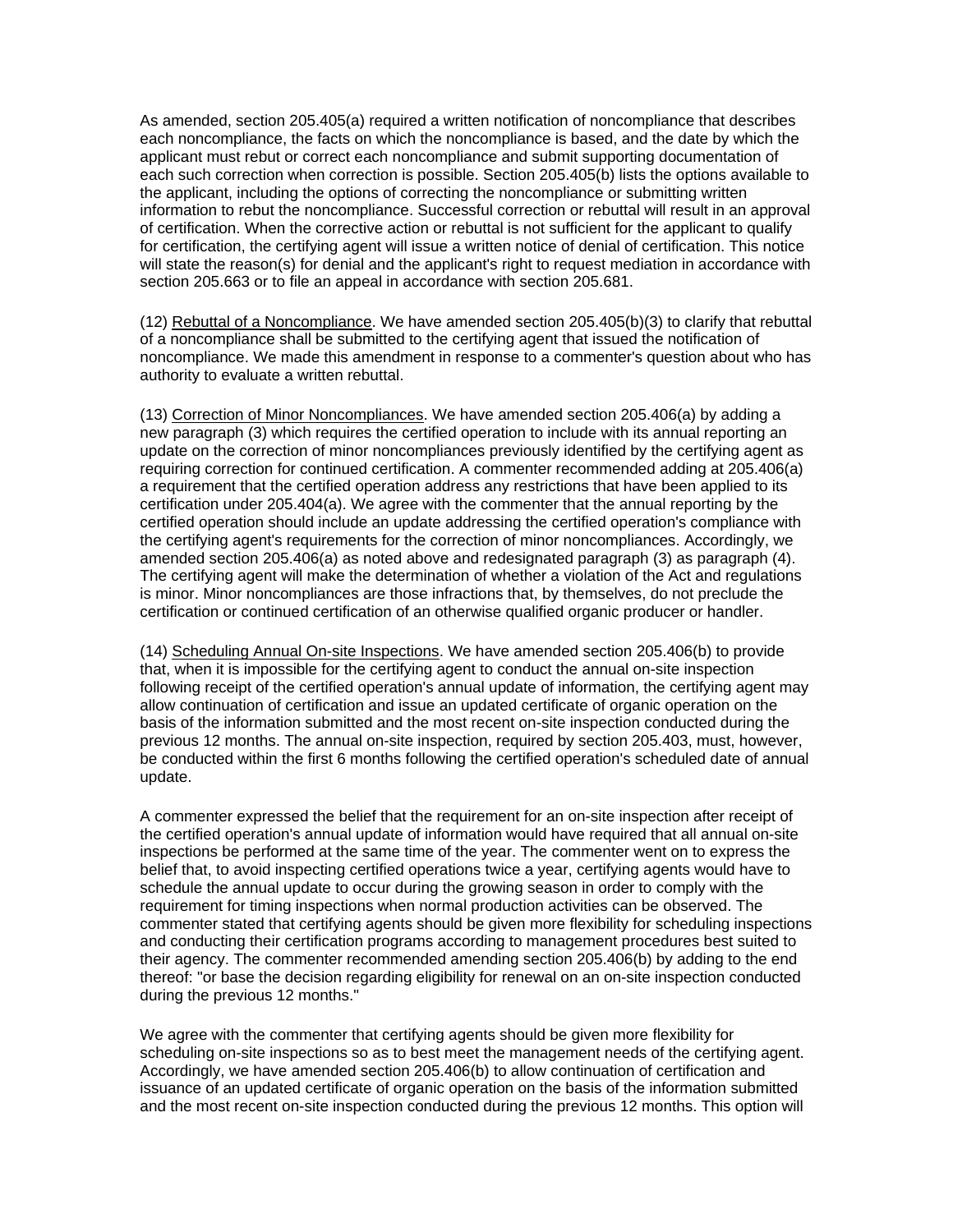As amended, section 205.405(a) required a written notification of noncompliance that describes each noncompliance, the facts on which the noncompliance is based, and the date by which the applicant must rebut or correct each noncompliance and submit supporting documentation of each such correction when correction is possible. Section 205.405(b) lists the options available to the applicant, including the options of correcting the noncompliance or submitting written information to rebut the noncompliance. Successful correction or rebuttal will result in an approval of certification. When the corrective action or rebuttal is not sufficient for the applicant to qualify for certification, the certifying agent will issue a written notice of denial of certification. This notice will state the reason(s) for denial and the applicant's right to request mediation in accordance with section 205.663 or to file an appeal in accordance with section 205.681.

(12) Rebuttal of a Noncompliance. We have amended section 205.405(b)(3) to clarify that rebuttal of a noncompliance shall be submitted to the certifying agent that issued the notification of noncompliance. We made this amendment in response to a commenter's question about who has authority to evaluate a written rebuttal.

(13) Correction of Minor Noncompliances. We have amended section 205.406(a) by adding a new paragraph (3) which requires the certified operation to include with its annual reporting an update on the correction of minor noncompliances previously identified by the certifying agent as requiring correction for continued certification. A commenter recommended adding at 205.406(a) a requirement that the certified operation address any restrictions that have been applied to its certification under 205.404(a). We agree with the commenter that the annual reporting by the certified operation should include an update addressing the certified operation's compliance with the certifying agent's requirements for the correction of minor noncompliances. Accordingly, we amended section 205.406(a) as noted above and redesignated paragraph (3) as paragraph (4). The certifying agent will make the determination of whether a violation of the Act and regulations is minor. Minor noncompliances are those infractions that, by themselves, do not preclude the certification or continued certification of an otherwise qualified organic producer or handler.

(14) Scheduling Annual On-site Inspections. We have amended section 205.406(b) to provide that, when it is impossible for the certifying agent to conduct the annual on-site inspection following receipt of the certified operation's annual update of information, the certifying agent may allow continuation of certification and issue an updated certificate of organic operation on the basis of the information submitted and the most recent on-site inspection conducted during the previous 12 months. The annual on-site inspection, required by section 205.403, must, however, be conducted within the first 6 months following the certified operation's scheduled date of annual update.

A commenter expressed the belief that the requirement for an on-site inspection after receipt of the certified operation's annual update of information would have required that all annual on-site inspections be performed at the same time of the year. The commenter went on to express the belief that, to avoid inspecting certified operations twice a year, certifying agents would have to schedule the annual update to occur during the growing season in order to comply with the requirement for timing inspections when normal production activities can be observed. The commenter stated that certifying agents should be given more flexibility for scheduling inspections and conducting their certification programs according to management procedures best suited to their agency. The commenter recommended amending section 205.406(b) by adding to the end thereof: "or base the decision regarding eligibility for renewal on an on-site inspection conducted during the previous 12 months."

We agree with the commenter that certifying agents should be given more flexibility for scheduling on-site inspections so as to best meet the management needs of the certifying agent. Accordingly, we have amended section 205.406(b) to allow continuation of certification and issuance of an updated certificate of organic operation on the basis of the information submitted and the most recent on-site inspection conducted during the previous 12 months. This option will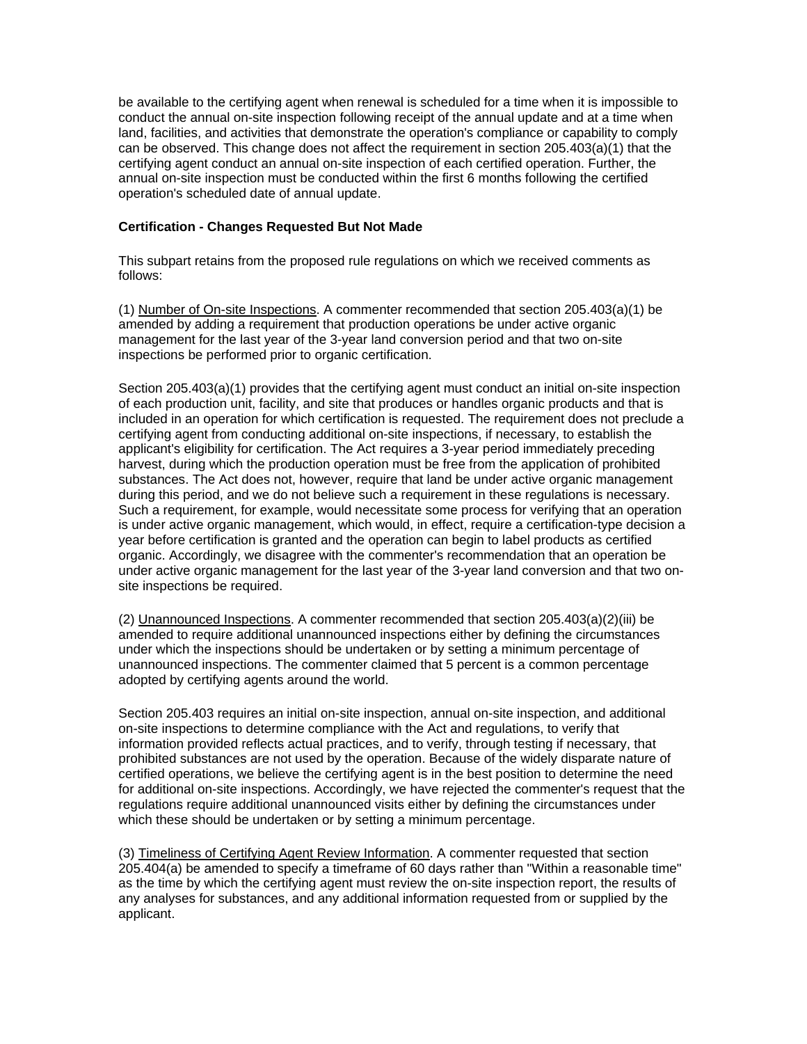be available to the certifying agent when renewal is scheduled for a time when it is impossible to conduct the annual on-site inspection following receipt of the annual update and at a time when land, facilities, and activities that demonstrate the operation's compliance or capability to comply can be observed. This change does not affect the requirement in section 205.403(a)(1) that the certifying agent conduct an annual on-site inspection of each certified operation. Further, the annual on-site inspection must be conducted within the first 6 months following the certified operation's scheduled date of annual update.

**Certification - Changes Requested But Not Made**

This subpart retains from the proposed rule regulations on which we received comments as follows:

(1) Number of On-site Inspections. A commenter recommended that section 205.403(a)(1) be amended by adding a requirement that production operations be under active organic management for the last year of the 3-year land conversion period and that two on-site inspections be performed prior to organic certification.

Section 205.403(a)(1) provides that the certifying agent must conduct an initial on-site inspection of each production unit, facility, and site that produces or handles organic products and that is included in an operation for which certification is requested. The requirement does not preclude a certifying agent from conducting additional on-site inspections, if necessary, to establish the applicant's eligibility for certification. The Act requires a 3-year period immediately preceding harvest, during which the production operation must be free from the application of prohibited substances. The Act does not, however, require that land be under active organic management during this period, and we do not believe such a requirement in these regulations is necessary. Such a requirement, for example, would necessitate some process for verifying that an operation is under active organic management, which would, in effect, require a certification-type decision a year before certification is granted and the operation can begin to label products as certified organic. Accordingly, we disagree with the commenter's recommendation that an operation be under active organic management for the last year of the 3-year land conversion and that two on-site inspections be required.

(2) Unannounced Inspections. A commenter recommended that section 205.403(a)(2)(iii) be amended to require additional unannounced inspections either by defining the circumstances under which the inspections should be undertaken or by setting a minimum percentage of unannounced inspections. The commenter claimed that 5 percent is a common percentage adopted by certifying agents around the world.

Section 205.403 requires an initial on-site inspection, annual on-site inspection, and additional on-site inspections to determine compliance with the Act and regulations, to verify that information provided reflects actual practices, and to verify, through testing if necessary, that prohibited substances are not used by the operation. Because of the widely disparate nature of certified operations, we believe the certifying agent is in the best position to determine the need for additional on-site inspections. Accordingly, we have rejected the commenter's request that the regulations require additional unannounced visits either by defining the circumstances under which these should be undertaken or by setting a minimum percentage.

(3) Timeliness of Certifying Agent Review Information. A commenter requested that section 205.404(a) be amended to specify a timeframe of 60 days rather than "Within a reasonable time" as the time by which the certifying agent must review the on-site inspection report, the results of any analyses for substances, and any additional information requested from or supplied by the applicant.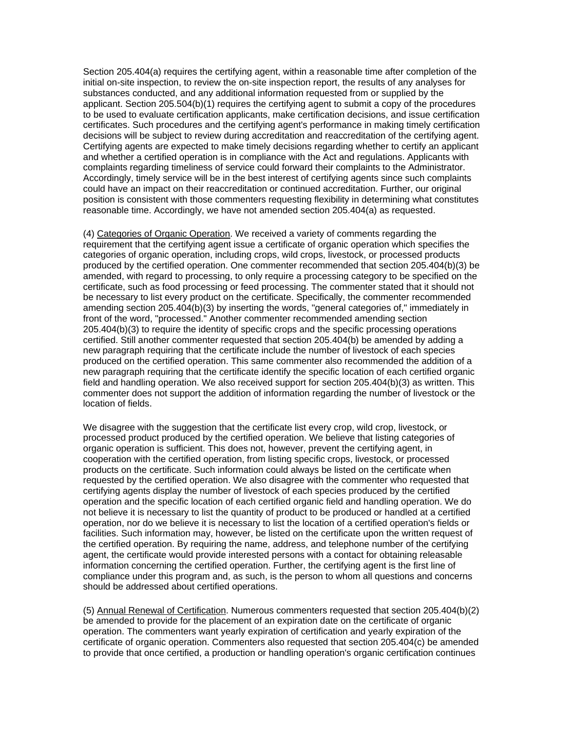Section 205.404(a) requires the certifying agent, within a reasonable time after completion of the initial on-site inspection, to review the on-site inspection report, the results of any analyses for substances conducted, and any additional information requested from or supplied by the applicant. Section 205.504(b)(1) requires the certifying agent to submit a copy of the procedures to be used to evaluate certification applicants, make certification decisions, and issue certification certificates. Such procedures and the certifying agent's performance in making timely certification decisions will be subject to review during accreditation and reaccreditation of the certifying agent. Certifying agents are expected to make timely decisions regarding whether to certify an applicant and whether a certified operation is in compliance with the Act and regulations. Applicants with complaints regarding timeliness of service could forward their complaints to the Administrator. Accordingly, timely service will be in the best interest of certifying agents since such complaints could have an impact on their reaccreditation or continued accreditation. Further, our original position is consistent with those commenters requesting flexibility in determining what constitutes reasonable time. Accordingly, we have not amended section 205.404(a) as requested.

(4) <u>Categories of Organic Operation</u>. We received a variety of comments regarding the requirement that the certifying agent issue a certificate of organic operation which specifies the categories of organic operation, including crops, wild crops, livestock, or processed products produced by the certified operation. One commenter recommended that section 205.404(b)(3) be amended, with regard to processing, to only require a processing category to be specified on the certificate, such as food processing or feed processing. The commenter stated that it should not be necessary to list every product on the certificate. Specifically, the commenter recommended amending section 205.404(b)(3) by inserting the words, "general categories of," immediately in front of the word, "processed." Another commenter recommended amending section 205.404(b)(3) to require the identity of specific crops and the specific processing operations certified. Still another commenter requested that section 205.404(b) be amended by adding a new paragraph requiring that the certificate include the number of livestock of each species produced on the certified operation. This same commenter also recommended the addition of a new paragraph requiring that the certificate identify the specific location of each certified organic field and handling operation. We also received support for section 205.404(b)(3) as written. This commenter does not support the addition of information regarding the number of livestock or the location of fields.

We disagree with the suggestion that the certificate list every crop, wild crop, livestock, or processed product produced by the certified operation. We believe that listing categories of organic operation is sufficient. This does not, however, prevent the certifying agent, in cooperation with the certified operation, from listing specific crops, livestock, or processed products on the certificate. Such information could always be listed on the certificate when requested by the certified operation. We also disagree with the commenter who requested that certifying agents display the number of livestock of each species produced by the certified operation and the specific location of each certified organic field and handling operation. We do not believe it is necessary to list the quantity of product to be produced or handled at a certified operation, nor do we believe it is necessary to list the location of a certified operation's fields or facilities. Such information may, however, be listed on the certificate upon the written request of the certified operation. By requiring the name, address, and telephone number of the certifying agent, the certificate would provide interested persons with a contact for obtaining releasable information concerning the certified operation. Further, the certifying agent is the first line of compliance under this program and, as such, is the person to whom all questions and concerns should be addressed about certified operations.

(5) <u>Annual Renewal of Certification</u>. Numerous commenters requested that section 205.404(b)(2) be amended to provide for the placement of an expiration date on the certificate of organic operation. The commenters want yearly expiration of certification and yearly expiration of the certificate of organic operation. Commenters also requested that section 205.404(c) be amended to provide that once certified, a production or handling operation's organic certification continues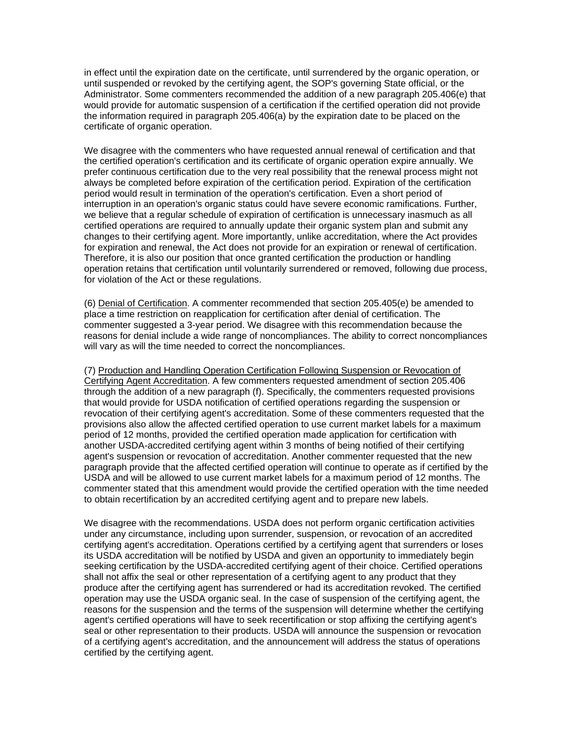in effect until the expiration date on the certificate, until surrendered by the organic operation, or until suspended or revoked by the certifying agent, the SOP's governing State official, or the Administrator. Some commenters recommended the addition of a new paragraph 205.406(e) that would provide for automatic suspension of a certification if the certified operation did not provide the information required in paragraph 205.406(a) by the expiration date to be placed on the certificate of organic operation.

We disagree with the commenters who have requested annual renewal of certification and that the certified operation's certification and its certificate of organic operation expire annually. We prefer continuous certification due to the very real possibility that the renewal process might not always be completed before expiration of the certification period. Expiration of the certification period would result in termination of the operation's certification. Even a short period of interruption in an operation's organic status could have severe economic ramifications. Further, we believe that a regular schedule of expiration of certification is unnecessary inasmuch as all certified operations are required to annually update their organic system plan and submit any changes to their certifying agent. More importantly, unlike accreditation, where the Act provides for expiration and renewal, the Act does not provide for an expiration or renewal of certification. Therefore, it is also our position that once granted certification the production or handling operation retains that certification until voluntarily surrendered or removed, following due process, for violation of the Act or these regulations.

(6) Denial of Certification. A commenter recommended that section 205.405(e) be amended to place a time restriction on reapplication for certification after denial of certification. The commenter suggested a 3-year period. We disagree with this recommendation because the reasons for denial include a wide range of noncompliances. The ability to correct noncompliances will vary as will the time needed to correct the noncompliances.

(7) Production and Handling Operation Certification Following Suspension or Revocation of Certifying Agent Accreditation. A few commenters requested amendment of section 205.406 through the addition of a new paragraph (f). Specifically, the commenters requested provisions that would provide for USDA notification of certified operations regarding the suspension or revocation of their certifying agent's accreditation. Some of these commenters requested that the provisions also allow the affected certified operation to use current market labels for a maximum period of 12 months, provided the certified operation made application for certification with another USDA-accredited certifying agent within 3 months of being notified of their certifying agent's suspension or revocation of accreditation. Another commenter requested that the new paragraph provide that the affected certified operation will continue to operate as if certified by the USDA and will be allowed to use current market labels for a maximum period of 12 months. The commenter stated that this amendment would provide the certified operation with the time needed to obtain recertification by an accredited certifying agent and to prepare new labels.

We disagree with the recommendations. USDA does not perform organic certification activities under any circumstance, including upon surrender, suspension, or revocation of an accredited certifying agent's accreditation. Operations certified by a certifying agent that surrenders or loses its USDA accreditation will be notified by USDA and given an opportunity to immediately begin seeking certification by the USDA-accredited certifying agent of their choice. Certified operations shall not affix the seal or other representation of a certifying agent to any product that they produce after the certifying agent has surrendered or had its accreditation revoked. The certified operation may use the USDA organic seal. In the case of suspension of the certifying agent, the reasons for the suspension and the terms of the suspension will determine whether the certifying agent's certified operations will have to seek recertification or stop affixing the certifying agent's seal or other representation to their products. USDA will announce the suspension or revocation of a certifying agent's accreditation, and the announcement will address the status of operations certified by the certifying agent.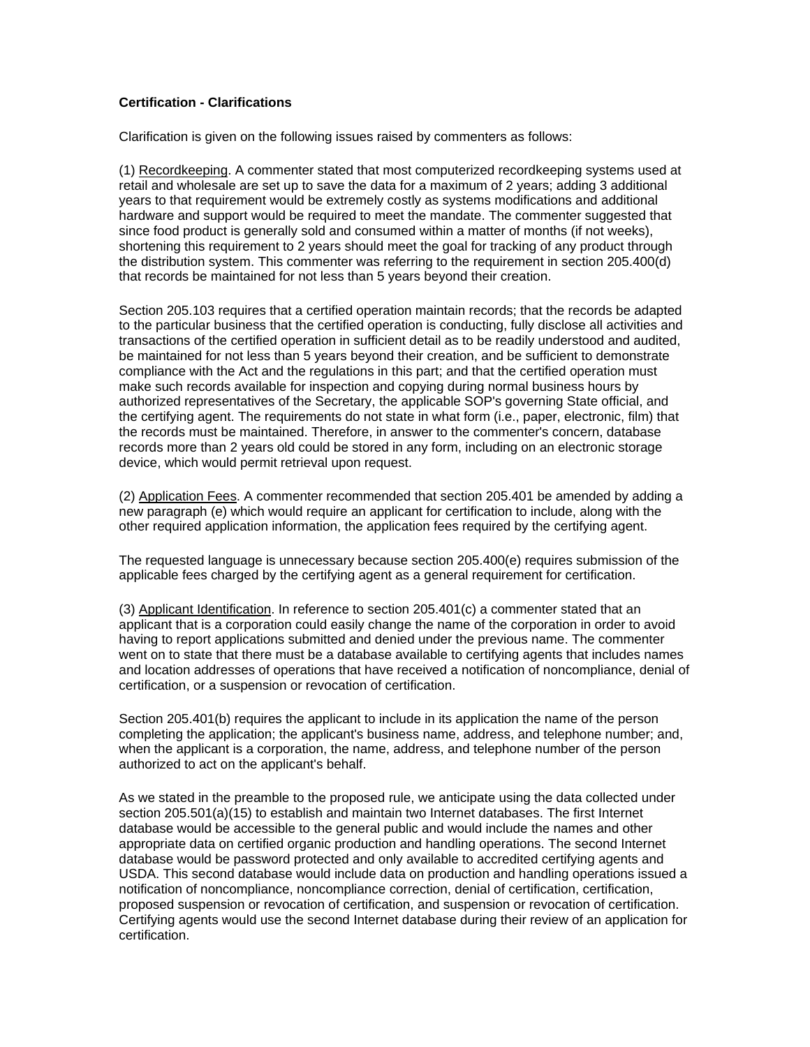**Certification - Clarifications**

Clarification is given on the following issues raised by commenters as follows:

(1) Recordkeeping. A commenter stated that most computerized recordkeeping systems used at retail and wholesale are set up to save the data for a maximum of 2 years; adding 3 additional years to that requirement would be extremely costly as systems modifications and additional hardware and support would be required to meet the mandate. The commenter suggested that since food product is generally sold and consumed within a matter of months (if not weeks), shortening this requirement to 2 years should meet the goal for tracking of any product through the distribution system. This commenter was referring to the requirement in section 205.400(d) that records be maintained for not less than 5 years beyond their creation.

Section 205.103 requires that a certified operation maintain records; that the records be adapted to the particular business that the certified operation is conducting, fully disclose all activities and transactions of the certified operation in sufficient detail as to be readily understood and audited, be maintained for not less than 5 years beyond their creation, and be sufficient to demonstrate compliance with the Act and the regulations in this part; and that the certified operation must make such records available for inspection and copying during normal business hours by authorized representatives of the Secretary, the applicable SOP's governing State official, and the certifying agent. The requirements do not state in what form (i.e., paper, electronic, film) that the records must be maintained. Therefore, in answer to the commenter's concern, database records more than 2 years old could be stored in any form, including on an electronic storage device, which would permit retrieval upon request.

(2) Application Fees. A commenter recommended that section 205.401 be amended by adding a new paragraph (e) which would require an applicant for certification to include, along with the other required application information, the application fees required by the certifying agent.

The requested language is unnecessary because section 205.400(e) requires submission of the applicable fees charged by the certifying agent as a general requirement for certification.

(3) Applicant Identification. In reference to section 205.401(c) a commenter stated that an applicant that is a corporation could easily change the name of the corporation in order to avoid having to report applications submitted and denied under the previous name. The commenter went on to state that there must be a database available to certifying agents that includes names and location addresses of operations that have received a notification of noncompliance, denial of certification, or a suspension or revocation of certification.

Section 205.401(b) requires the applicant to include in its application the name of the person completing the application; the applicant's business name, address, and telephone number; and, when the applicant is a corporation, the name, address, and telephone number of the person authorized to act on the applicant's behalf.

As we stated in the preamble to the proposed rule, we anticipate using the data collected under section 205.501(a)(15) to establish and maintain two Internet databases. The first Internet database would be accessible to the general public and would include the names and other appropriate data on certified organic production and handling operations. The second Internet database would be password protected and only available to accredited certifying agents and USDA. This second database would include data on production and handling operations issued a notification of noncompliance, noncompliance correction, denial of certification, certification, proposed suspension or revocation of certification, and suspension or revocation of certification. Certifying agents would use the second Internet database during their review of an application for certification.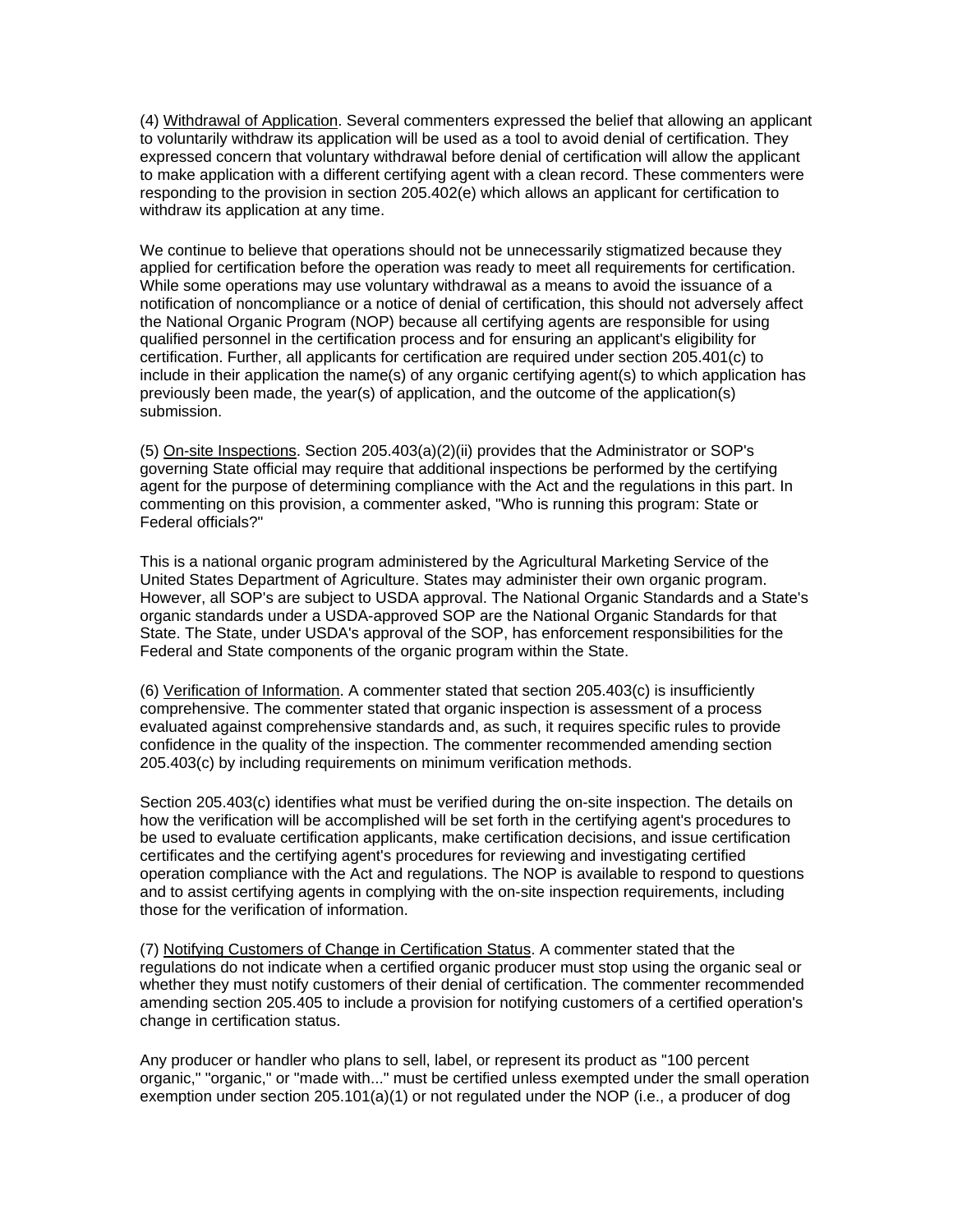(4) Withdrawal of Application. Several commenters expressed the belief that allowing an applicant to voluntarily withdraw its application will be used as a tool to avoid denial of certification. They expressed concern that voluntary withdrawal before denial of certification will allow the applicant to make application with a different certifying agent with a clean record. These commenters were responding to the provision in section 205.402(e) which allows an applicant for certification to withdraw its application at any time.

We continue to believe that operations should not be unnecessarily stigmatized because they applied for certification before the operation was ready to meet all requirements for certification. While some operations may use voluntary withdrawal as a means to avoid the issuance of a notification of noncompliance or a notice of denial of certification, this should not adversely affect the National Organic Program (NOP) because all certifying agents are responsible for using qualified personnel in the certification process and for ensuring an applicant's eligibility for certification. Further, all applicants for certification are required under section 205.401(c) to include in their application the name(s) of any organic certifying agent(s) to which application has previously been made, the year(s) of application, and the outcome of the application(s) submission.

(5) On-site Inspections. Section 205.403(a)(2)(ii) provides that the Administrator or SOP's governing State official may require that additional inspections be performed by the certifying agent for the purpose of determining compliance with the Act and the regulations in this part. In commenting on this provision, a commenter asked, "Who is running this program: State or Federal officials?"

This is a national organic program administered by the Agricultural Marketing Service of the United States Department of Agriculture. States may administer their own organic program. However, all SOP's are subject to USDA approval. The National Organic Standards and a State's organic standards under a USDA-approved SOP are the National Organic Standards for that State. The State, under USDA's approval of the SOP, has enforcement responsibilities for the Federal and State components of the organic program within the State.

(6) Verification of Information. A commenter stated that section 205.403(c) is insufficiently comprehensive. The commenter stated that organic inspection is assessment of a process evaluated against comprehensive standards and, as such, it requires specific rules to provide confidence in the quality of the inspection. The commenter recommended amending section 205.403(c) by including requirements on minimum verification methods.

Section 205.403(c) identifies what must be verified during the on-site inspection. The details on how the verification will be accomplished will be set forth in the certifying agent's procedures to be used to evaluate certification applicants, make certification decisions, and issue certification certificates and the certifying agent's procedures for reviewing and investigating certified operation compliance with the Act and regulations. The NOP is available to respond to questions and to assist certifying agents in complying with the on-site inspection requirements, including those for the verification of information.

(7) Notifying Customers of Change in Certification Status. A commenter stated that the regulations do not indicate when a certified organic producer must stop using the organic seal or whether they must notify customers of their denial of certification. The commenter recommended amending section 205.405 to include a provision for notifying customers of a certified operation's change in certification status.

Any producer or handler who plans to sell, label, or represent its product as "100 percent organic," "organic," or "made with..." must be certified unless exempted under the small operation exemption under section 205.101(a)(1) or not regulated under the NOP (i.e., a producer of dog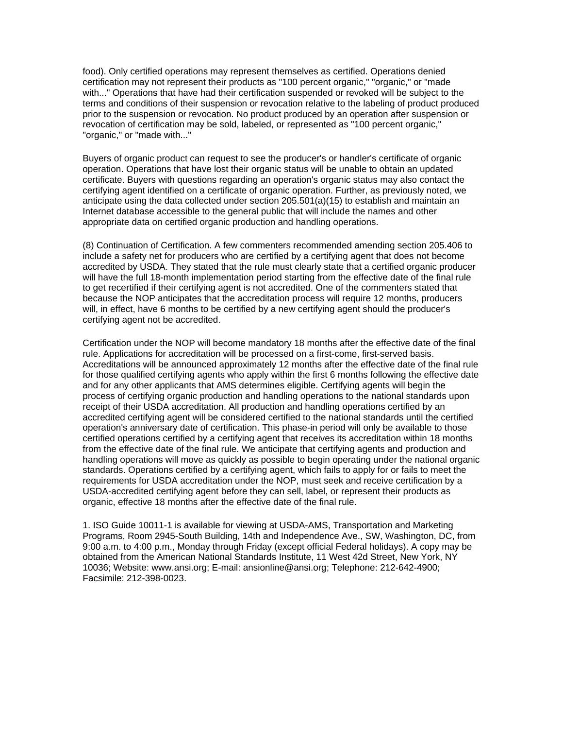food). Only certified operations may represent themselves as certified. Operations denied certification may not represent their products as "100 percent organic," "organic," or "made with..." Operations that have had their certification suspended or revoked will be subject to the terms and conditions of their suspension or revocation relative to the labeling of product produced prior to the suspension or revocation. No product produced by an operation after suspension or revocation of certification may be sold, labeled, or represented as "100 percent organic," "organic," or "made with..."

Buyers of organic product can request to see the producer's or handler's certificate of organic operation. Operations that have lost their organic status will be unable to obtain an updated certificate. Buyers with questions regarding an operation's organic status may also contact the certifying agent identified on a certificate of organic operation. Further, as previously noted, we anticipate using the data collected under section 205.501(a)(15) to establish and maintain an Internet database accessible to the general public that will include the names and other appropriate data on certified organic production and handling operations.

(8) Continuation of Certification. A few commenters recommended amending section 205.406 to include a safety net for producers who are certified by a certifying agent that does not become accredited by USDA. They stated that the rule must clearly state that a certified organic producer will have the full 18-month implementation period starting from the effective date of the final rule to get recertified if their certifying agent is not accredited. One of the commenters stated that because the NOP anticipates that the accreditation process will require 12 months, producers will, in effect, have 6 months to be certified by a new certifying agent should the producer's certifying agent not be accredited.

Certification under the NOP will become mandatory 18 months after the effective date of the final rule. Applications for accreditation will be processed on a first-come, first-served basis. Accreditations will be announced approximately 12 months after the effective date of the final rule for those qualified certifying agents who apply within the first 6 months following the effective date and for any other applicants that AMS determines eligible. Certifying agents will begin the process of certifying organic production and handling operations to the national standards upon receipt of their USDA accreditation. All production and handling operations certified by an accredited certifying agent will be considered certified to the national standards until the certified operation's anniversary date of certification. This phase-in period will only be available to those certified operations certified by a certifying agent that receives its accreditation within 18 months from the effective date of the final rule. We anticipate that certifying agents and production and handling operations will move as quickly as possible to begin operating under the national organic standards. Operations certified by a certifying agent, which fails to apply for or fails to meet the requirements for USDA accreditation under the NOP, must seek and receive certification by a USDA-accredited certifying agent before they can sell, label, or represent their products as organic, effective 18 months after the effective date of the final rule.

1. ISO Guide 10011-1 is available for viewing at USDA-AMS, Transportation and Marketing Programs, Room 2945-South Building, 14th and Independence Ave., SW, Washington, DC, from 9:00 a.m. to 4:00 p.m., Monday through Friday (except official Federal holidays). A copy may be obtained from the American National Standards Institute, 11 West 42d Street, New York, NY 10036; Website: www.ansi.org; E-mail: ansionline@ansi.org; Telephone: 212-642-4900; Facsimile: 212-398-0023.